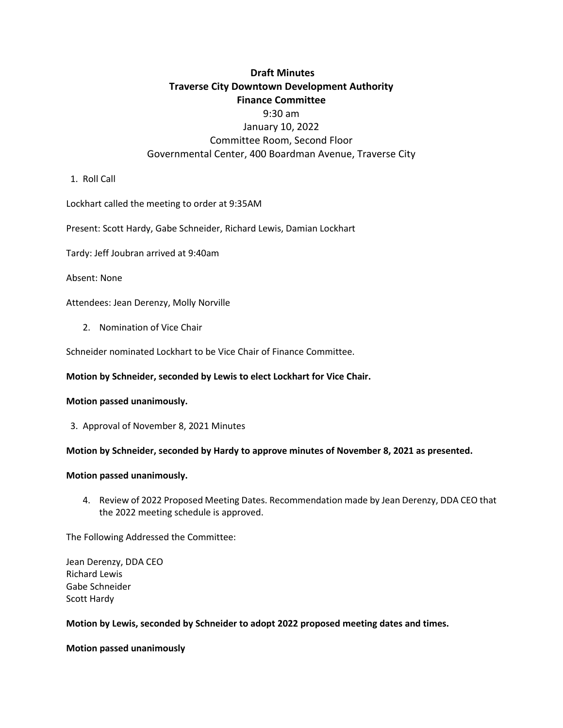**Draft Minutes**
**Traverse City Downtown Development Authority**
**Finance Committee**
9:30 am
January 10, 2022
Committee Room, Second Floor
Governmental Center, 400 Boardman Avenue, Traverse City

1. Roll Call

Lockhart called the meeting to order at 9:35AM

Present: Scott Hardy, Gabe Schneider, Richard Lewis, Damian Lockhart

Tardy: Jeff Joubran arrived at 9:40am

Absent: None

Attendees: Jean Derenzy, Molly Norville

2. Nomination of Vice Chair

Schneider nominated Lockhart to be Vice Chair of Finance Committee.

**Motion by Schneider, seconded by Lewis to elect Lockhart for Vice Chair.**

**Motion passed unanimously.**

3. Approval of November 8, 2021 Minutes

**Motion by Schneider, seconded by Hardy to approve minutes of November 8, 2021 as presented.**

**Motion passed unanimously.**

4. Review of 2022 Proposed Meeting Dates. Recommendation made by Jean Derenzy, DDA CEO that the 2022 meeting schedule is approved.

The Following Addressed the Committee:

Jean Derenzy, DDA CEO
Richard Lewis
Gabe Schneider
Scott Hardy

**Motion by Lewis, seconded by Schneider to adopt 2022 proposed meeting dates and times.**

**Motion passed unanimously**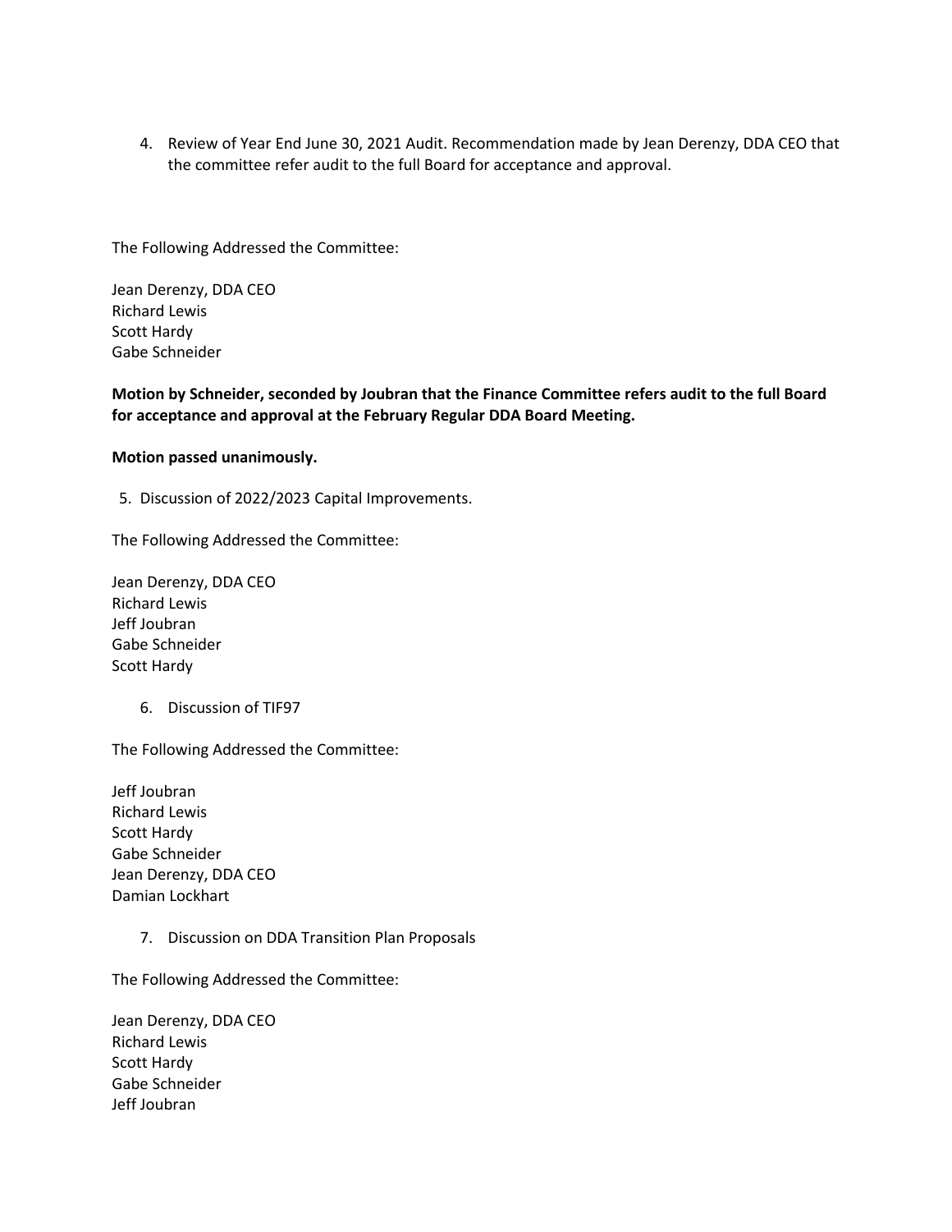4. Review of Year End June 30, 2021 Audit. Recommendation made by Jean Derenzy, DDA CEO that the committee refer audit to the full Board for acceptance and approval.

The Following Addressed the Committee:

Jean Derenzy, DDA CEO  
Richard Lewis  
Scott Hardy  
Gabe Schneider

**Motion by Schneider, seconded by Joubran that the Finance Committee refers audit to the full Board for acceptance and approval at the February Regular DDA Board Meeting.**

**Motion passed unanimously.**

5. Discussion of 2022/2023 Capital Improvements.

The Following Addressed the Committee:

Jean Derenzy, DDA CEO  
Richard Lewis  
Jeff Joubran  
Gabe Schneider  
Scott Hardy

6. Discussion of TIF97

The Following Addressed the Committee:

Jeff Joubran  
Richard Lewis  
Scott Hardy  
Gabe Schneider  
Jean Derenzy, DDA CEO  
Damian Lockhart

7. Discussion on DDA Transition Plan Proposals

The Following Addressed the Committee:

Jean Derenzy, DDA CEO  
Richard Lewis  
Scott Hardy  
Gabe Schneider  
Jeff Joubran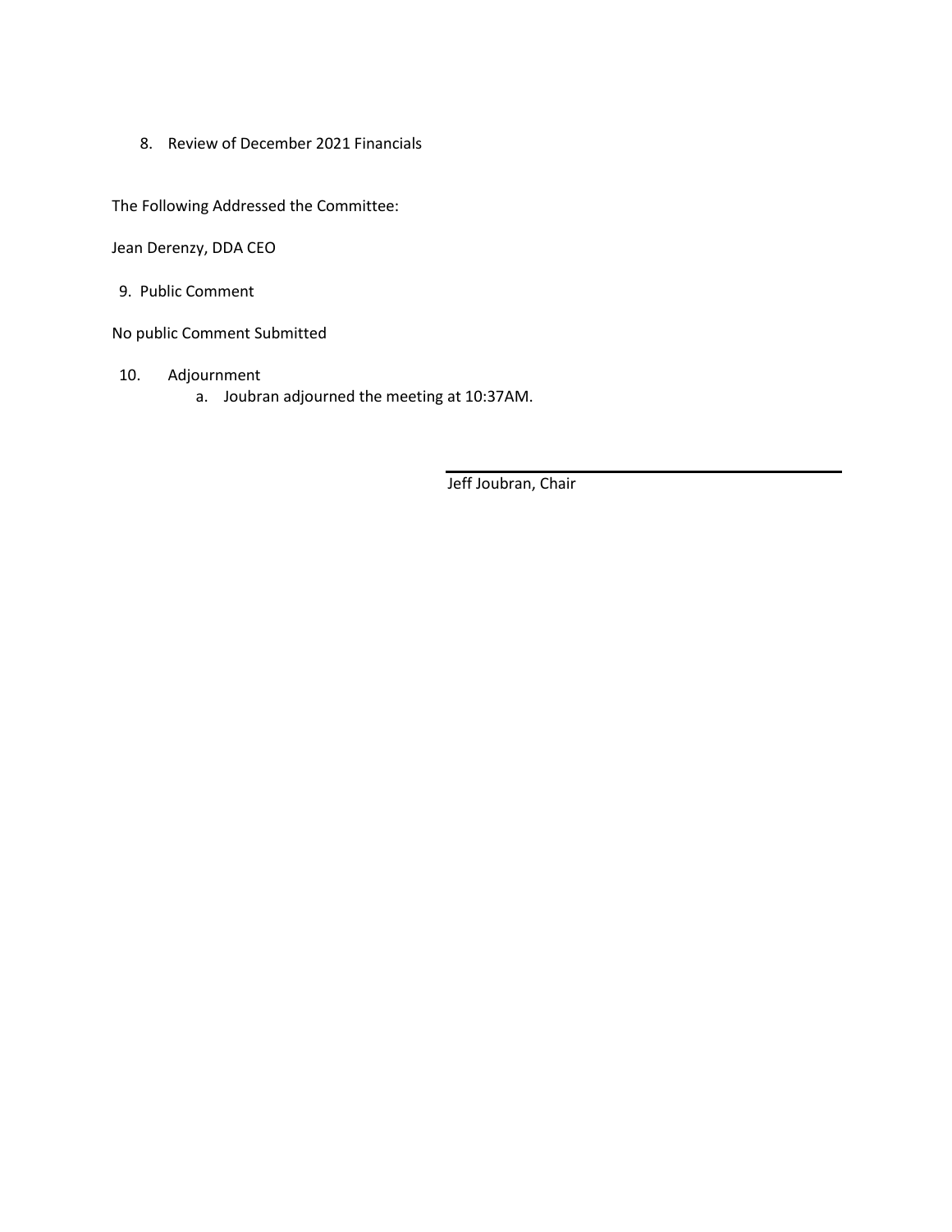8. Review of December 2021 Financials

The Following Addressed the Committee:

Jean Derenzy, DDA CEO

9. Public Comment

No public Comment Submitted

10. Adjournment
    a. Joubran adjourned the meeting at 10:37AM.

Jeff Joubran, Chair